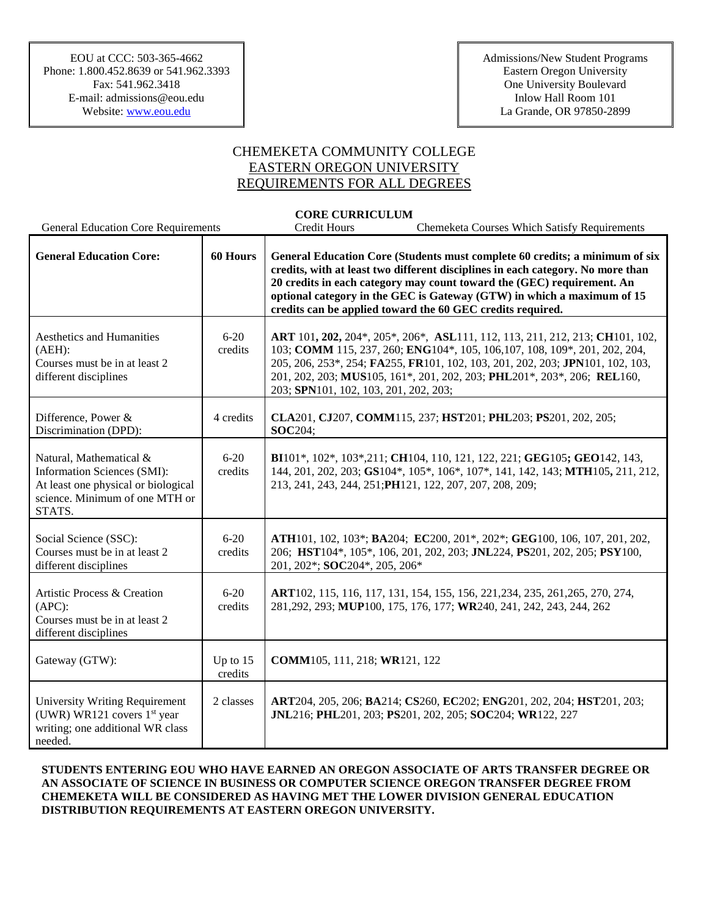EOU at CCC: 503-365-4662
Phone: 1.800.452.8639 or 541.962.3393
Fax: 541.962.3418
E-mail: admissions@eou.edu
Website: www.eou.edu

Admissions/New Student Programs
Eastern Oregon University
One University Boulevard
Inlow Hall Room 101
La Grande, OR 97850-2899

# CHEMEKETA COMMUNITY COLLEGE
# EASTERN OREGON UNIVERSITY
# REQUIREMENTS FOR ALL DEGREES

**CORE CURRICULUM**

| General Education Core Requirements | Credit Hours | Chemeketa Courses Which Satisfy Requirements |
|---|---|---|
| **General Education Core:** | **60 Hours** | **General Education Core (Students must complete 60 credits; a minimum of six credits, with at least two different disciplines in each category. No more than 20 credits in each category may count toward the (GEC) requirement. An optional category in the GEC is Gateway (GTW) in which a maximum of 15 credits can be applied toward the 60 GEC credits required.** |
| Aesthetics and Humanities (AEH): Courses must be in at least 2 different disciplines | 6-20 credits | **ART** 101**, 202,** 204\*, 205\*, 206\*, **ASL**111, 112, 113, 211, 212, 213; **CH**101, 102, 103; **COMM** 115, 237, 260; **ENG**104\*, 105, 106,107, 108, 109\*, 201, 202, 204, 205, 206, 253\*, 254; **FA**255, **FR**101, 102, 103, 201, 202, 203; **JPN**101, 102, 103, 201, 202, 203; **MUS**105, 161\*, 201, 202, 203; **PHL**201\*, 203\*, 206; **REL**160, 203; **SPN**101, 102, 103, 201, 202, 203; |
| Difference, Power & Discrimination (DPD): | 4 credits | **CLA**201, **CJ**207, **COMM**115, 237; **HST**201; **PHL**203; **PS**201, 202, 205; **SOC**204; |
| Natural, Mathematical & Information Sciences (SMI): At least one physical or biological science. Minimum of one MTH or STATS. | 6-20 credits | **BI**101\*, 102\*, 103\*,211; **CH**104, 110, 121, 122, 221; **GEG**105**; GEO**142, 143, 144, 201, 202, 203; **GS**104\*, 105\*, 106\*, 107\*, 141, 142, 143; **MTH**105**,** 211, 212, 213, 241, 243, 244, 251;**PH**121, 122, 207, 207, 208, 209; |
| Social Science (SSC): Courses must be in at least 2 different disciplines | 6-20 credits | **ATH**101, 102, 103\*; **BA**204; **EC**200, 201\*, 202\*; **GEG**100, 106, 107, 201, 202, 206; **HST**104\*, 105\*, 106, 201, 202, 203; **JNL**224, **PS**201, 202, 205; **PSY**100, 201, 202\*; **SOC**204\*, 205, 206\* |
| Artistic Process & Creation (APC): Courses must be in at least 2 different disciplines | 6-20 credits | **ART**102, 115, 116, 117, 131, 154, 155, 156, 221,234, 235, 261,265, 270, 274, 281,292, 293; **MUP**100, 175, 176, 177; **WR**240, 241, 242, 243, 244, 262 |
| Gateway (GTW): | Up to 15 credits | **COMM**105, 111, 218; **WR**121, 122 |
| University Writing Requirement (UWR) WR121 covers 1st year writing; one additional WR class needed. | 2 classes | **ART**204, 205, 206; **BA**214; **CS**260, **EC**202; **ENG**201, 202, 204; **HST**201, 203; **JNL**216; **PHL**201, 203; **PS**201, 202, 205; **SOC**204; **WR**122, 227 |

**STUDENTS ENTERING EOU WHO HAVE EARNED AN OREGON ASSOCIATE OF ARTS TRANSFER DEGREE OR AN ASSOCIATE OF SCIENCE IN BUSINESS OR COMPUTER SCIENCE OREGON TRANSFER DEGREE FROM CHEMEKETA WILL BE CONSIDERED AS HAVING MET THE LOWER DIVISION GENERAL EDUCATION DISTRIBUTION REQUIREMENTS AT EASTERN OREGON UNIVERSITY.**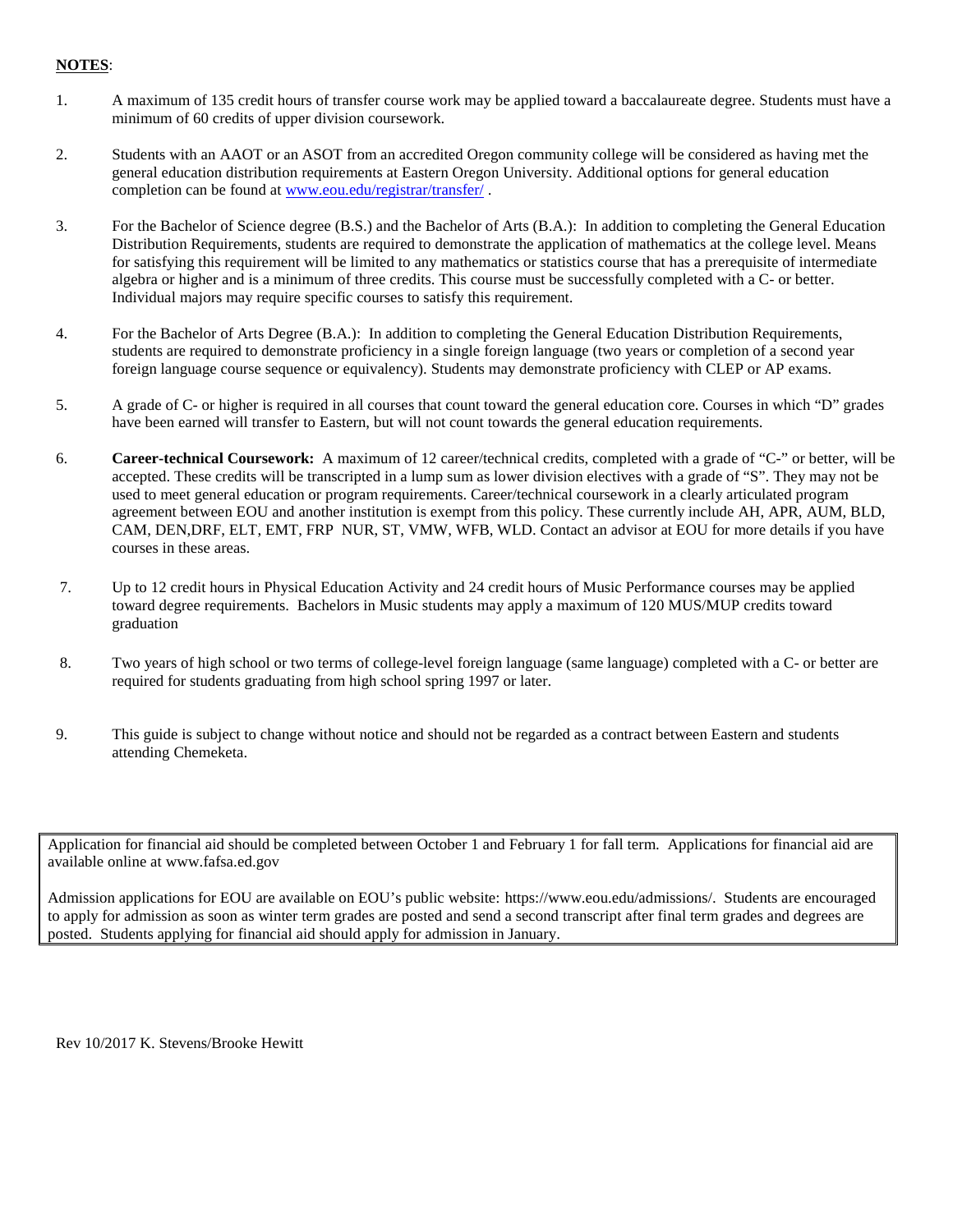**NOTES**:

1. A maximum of 135 credit hours of transfer course work may be applied toward a baccalaureate degree. Students must have a minimum of 60 credits of upper division coursework.

2. Students with an AAOT or an ASOT from an accredited Oregon community college will be considered as having met the general education distribution requirements at Eastern Oregon University. Additional options for general education completion can be found at [www.eou.edu/registrar/transfer/](www.eou.edu/registrar/transfer/) .

3. For the Bachelor of Science degree (B.S.) and the Bachelor of Arts (B.A.): In addition to completing the General Education Distribution Requirements, students are required to demonstrate the application of mathematics at the college level. Means for satisfying this requirement will be limited to any mathematics or statistics course that has a prerequisite of intermediate algebra or higher and is a minimum of three credits. This course must be successfully completed with a C- or better. Individual majors may require specific courses to satisfy this requirement.

4. For the Bachelor of Arts Degree (B.A.): In addition to completing the General Education Distribution Requirements, students are required to demonstrate proficiency in a single foreign language (two years or completion of a second year foreign language course sequence or equivalency). Students may demonstrate proficiency with CLEP or AP exams.

5. A grade of C- or higher is required in all courses that count toward the general education core. Courses in which "D" grades have been earned will transfer to Eastern, but will not count towards the general education requirements.

6. **Career-technical Coursework:** A maximum of 12 career/technical credits, completed with a grade of "C-" or better, will be accepted. These credits will be transcripted in a lump sum as lower division electives with a grade of "S". They may not be used to meet general education or program requirements. Career/technical coursework in a clearly articulated program agreement between EOU and another institution is exempt from this policy. These currently include AH, APR, AUM, BLD, CAM, DEN,DRF, ELT, EMT, FRP NUR, ST, VMW, WFB, WLD. Contact an advisor at EOU for more details if you have courses in these areas.

7. Up to 12 credit hours in Physical Education Activity and 24 credit hours of Music Performance courses may be applied toward degree requirements. Bachelors in Music students may apply a maximum of 120 MUS/MUP credits toward graduation

8. Two years of high school or two terms of college-level foreign language (same language) completed with a C- or better are required for students graduating from high school spring 1997 or later.

9. This guide is subject to change without notice and should not be regarded as a contract between Eastern and students attending Chemeketa.

Application for financial aid should be completed between October 1 and February 1 for fall term. Applications for financial aid are available online at www.fafsa.ed.gov

Admission applications for EOU are available on EOU's public website: https://www.eou.edu/admissions/. Students are encouraged to apply for admission as soon as winter term grades are posted and send a second transcript after final term grades and degrees are posted. Students applying for financial aid should apply for admission in January.

Rev 10/2017 K. Stevens/Brooke Hewitt